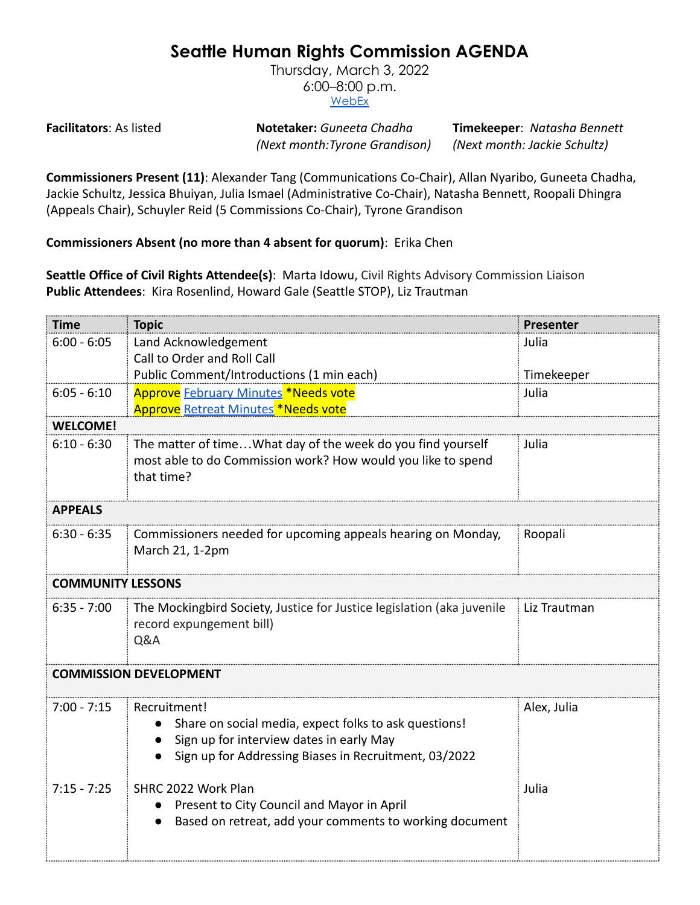# Seattle Human Rights Commission AGENDA

Thursday, March 3, 2022
6:00–8:00 p.m.
WebEx

**Facilitators**: As listed

**Notetaker:** *Guneeta Chadha (Next month:Tyrone Grandison)*

**Timekeeper**: *Natasha Bennett (Next month: Jackie Schultz)*

**Commissioners Present (11)**: Alexander Tang (Communications Co-Chair), Allan Nyaribo, Guneeta Chadha, Jackie Schultz, Jessica Bhuiyan, Julia Ismael (Administrative Co-Chair), Natasha Bennett, Roopali Dhingra (Appeals Chair), Schuyler Reid (5 Commissions Co-Chair), Tyrone Grandison

**Commissioners Absent (no more than 4 absent for quorum)**: Erika Chen

**Seattle Office of Civil Rights Attendee(s)**: Marta Idowu, Civil Rights Advisory Commission Liaison
**Public Attendees**: Kira Rosenlind, Howard Gale (Seattle STOP), Liz Trautman

| Time | Topic | Presenter |
|---|---|---|
| 6:00 - 6:05 | Land Acknowledgement<br>Call to Order and Roll Call<br>Public Comment/Introductions (1 min each) | Julia<br><br>Timekeeper |
| 6:05 - 6:10 | Approve February Minutes *Needs vote<br>Approve Retreat Minutes *Needs vote | Julia |
| **WELCOME!** | | |
| 6:10 - 6:30 | The matter of time…What day of the week do you find yourself most able to do Commission work? How would you like to spend that time? | Julia |
| **APPEALS** | | |
| 6:30 - 6:35 | Commissioners needed for upcoming appeals hearing on Monday, March 21, 1-2pm | Roopali |
| **COMMUNITY LESSONS** | | |
| 6:35 - 7:00 | The Mockingbird Society, Justice for Justice legislation (aka juvenile record expungement bill)<br>Q&A | Liz Trautman |
| **COMMISSION DEVELOPMENT** | | |
| 7:00 - 7:15 | Recruitment!<br>● Share on social media, expect folks to ask questions!<br>● Sign up for interview dates in early May<br>● Sign up for Addressing Biases in Recruitment, 03/2022 | Alex, Julia |
| 7:15 - 7:25 | SHRC 2022 Work Plan<br>● Present to City Council and Mayor in April<br>● Based on retreat, add your comments to working document | Julia |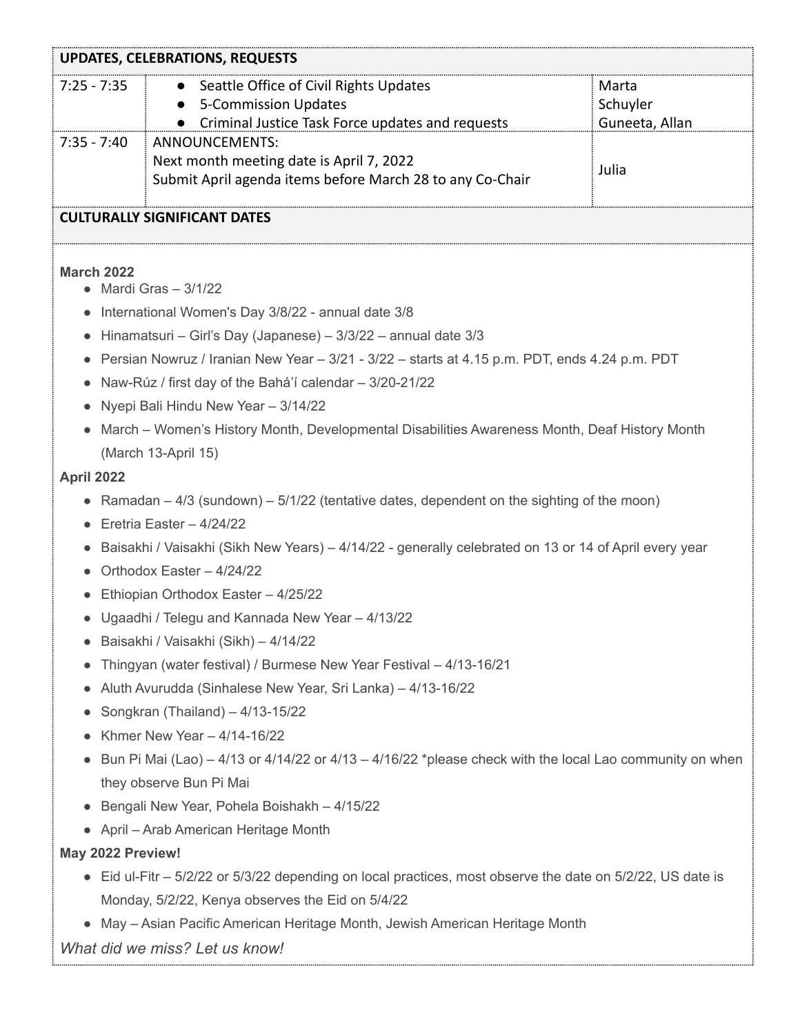| UPDATES, CELEBRATIONS, REQUESTS | | |
|---|---|---|
| 7:25 - 7:35 | • Seattle Office of Civil Rights Updates<br>• 5-Commission Updates<br>• Criminal Justice Task Force updates and requests | Marta<br>Schuyler<br>Guneeta, Allan |
| 7:35 - 7:40 | ANNOUNCEMENTS:<br>Next month meeting date is April 7, 2022<br>Submit April agenda items before March 28 to any Co-Chair | Julia |

**CULTURALLY SIGNIFICANT DATES**

**March 2022**

- Mardi Gras – 3/1/22
- International Women's Day 3/8/22 - annual date 3/8
- Hinamatsuri – Girl's Day (Japanese) – 3/3/22 – annual date 3/3
- Persian Nowruz / Iranian New Year – 3/21 - 3/22 – starts at 4.15 p.m. PDT, ends 4.24 p.m. PDT
- Naw-Rúz / first day of the Bahá'í calendar – 3/20-21/22
- Nyepi Bali Hindu New Year – 3/14/22
- March – Women's History Month, Developmental Disabilities Awareness Month, Deaf History Month (March 13-April 15)

**April 2022**

- Ramadan – 4/3 (sundown) – 5/1/22 (tentative dates, dependent on the sighting of the moon)
- Eretria Easter – 4/24/22
- Baisakhi / Vaisakhi (Sikh New Years) – 4/14/22 - generally celebrated on 13 or 14 of April every year
- Orthodox Easter – 4/24/22
- Ethiopian Orthodox Easter – 4/25/22
- Ugaadhi / Telegu and Kannada New Year – 4/13/22
- Baisakhi / Vaisakhi (Sikh) – 4/14/22
- Thingyan (water festival) / Burmese New Year Festival – 4/13-16/21
- Aluth Avurudda (Sinhalese New Year, Sri Lanka) – 4/13-16/22
- Songkran (Thailand) – 4/13-15/22
- Khmer New Year – 4/14-16/22
- Bun Pi Mai (Lao) – 4/13 or 4/14/22 or 4/13 – 4/16/22 *please check with the local Lao community on when they observe Bun Pi Mai
- Bengali New Year, Pohela Boishakh – 4/15/22
- April – Arab American Heritage Month

**May 2022 Preview!**

- Eid ul-Fitr – 5/2/22 or 5/3/22 depending on local practices, most observe the date on 5/2/22, US date is Monday, 5/2/22, Kenya observes the Eid on 5/4/22
- May – Asian Pacific American Heritage Month, Jewish American Heritage Month

*What did we miss? Let us know!*